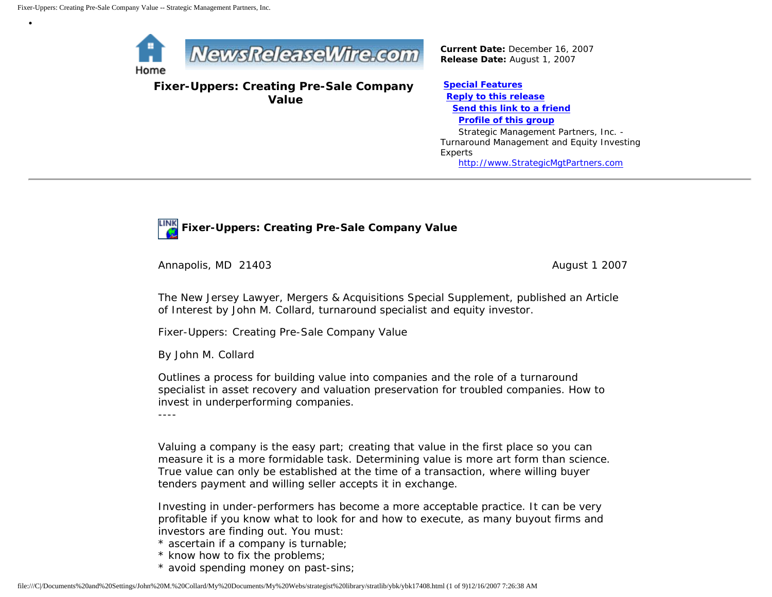Home

# Fixer-Uppers: Creating Pre-Sale Company Value

**Current Date:** December 16, 2007
**Release Date:** August 1, 2007

**Special Features**
**Reply to this release**
**Send this link to a friend**
**Profile of this group**
Strategic Management Partners, Inc. - Turnaround Management and Equity Investing Experts
http://www.StrategicMgtPartners.com

---

## Fixer-Uppers: Creating Pre-Sale Company Value

Annapolis, MD 21403 August 1 2007

The New Jersey Lawyer, Mergers & Acquisitions Special Supplement, published an Article of Interest by John M. Collard, turnaround specialist and equity investor.

Fixer-Uppers: Creating Pre-Sale Company Value

By John M. Collard

Outlines a process for building value into companies and the role of a turnaround specialist in asset recovery and valuation preservation for troubled companies. How to invest in underperforming companies.
----

Valuing a company is the easy part; creating that value in the first place so you can measure it is a more formidable task. Determining value is more art form than science. True value can only be established at the time of a transaction, where willing buyer tenders payment and willing seller accepts it in exchange.

Investing in under-performers has become a more acceptable practice. It can be very profitable if you know what to look for and how to execute, as many buyout firms and investors are finding out. You must:
* ascertain if a company is turnable;
* know how to fix the problems;
* avoid spending money on past-sins;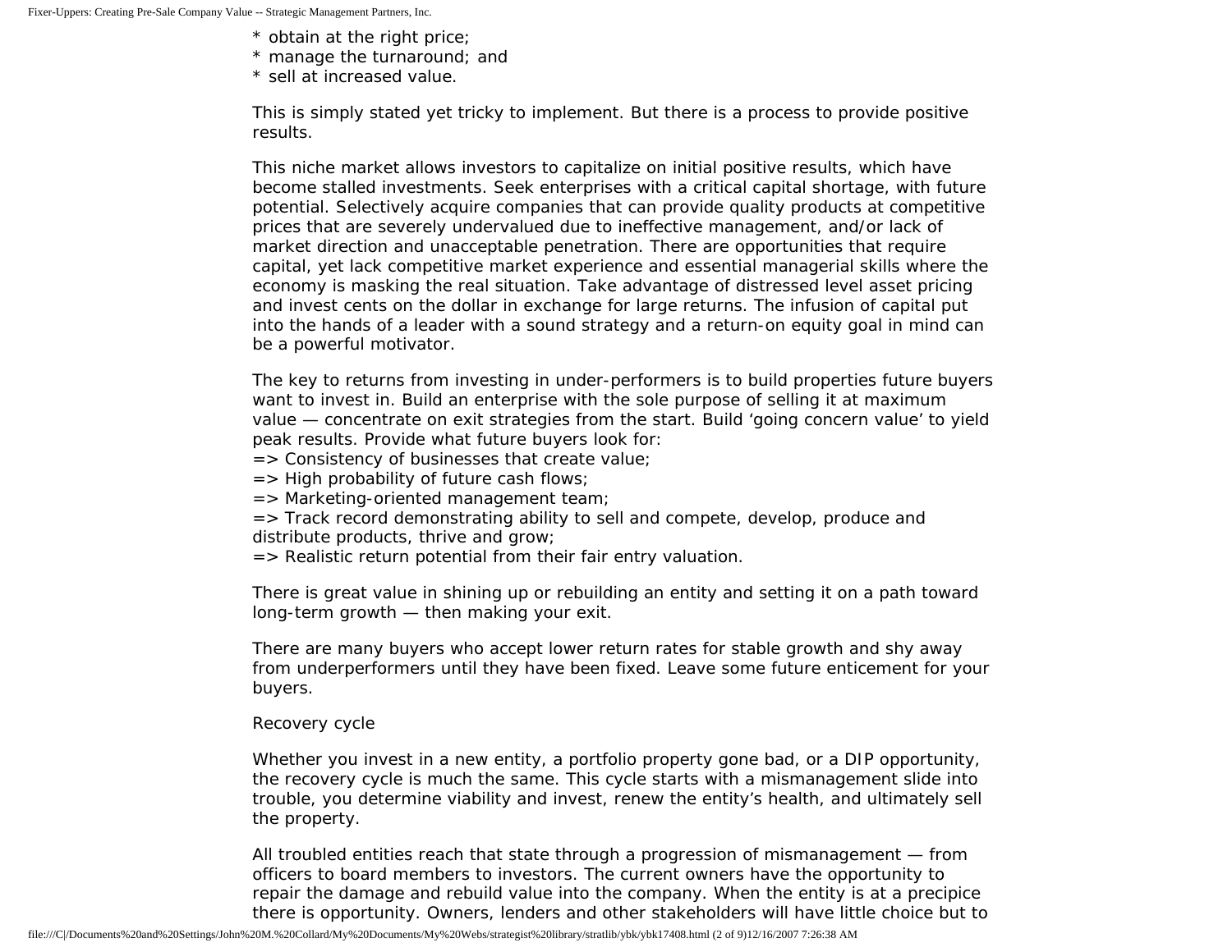* obtain at the right price;
* manage the turnaround; and
* sell at increased value.

This is simply stated yet tricky to implement. But there is a process to provide positive results.

This niche market allows investors to capitalize on initial positive results, which have become stalled investments. Seek enterprises with a critical capital shortage, with future potential. Selectively acquire companies that can provide quality products at competitive prices that are severely undervalued due to ineffective management, and/or lack of market direction and unacceptable penetration. There are opportunities that require capital, yet lack competitive market experience and essential managerial skills where the economy is masking the real situation. Take advantage of distressed level asset pricing and invest cents on the dollar in exchange for large returns. The infusion of capital put into the hands of a leader with a sound strategy and a return-on equity goal in mind can be a powerful motivator.

The key to returns from investing in under-performers is to build properties future buyers want to invest in. Build an enterprise with the sole purpose of selling it at maximum value — concentrate on exit strategies from the start. Build 'going concern value' to yield peak results. Provide what future buyers look for:

=> Consistency of businesses that create value;
=> High probability of future cash flows;
=> Marketing-oriented management team;
=> Track record demonstrating ability to sell and compete, develop, produce and distribute products, thrive and grow;
=> Realistic return potential from their fair entry valuation.

There is great value in shining up or rebuilding an entity and setting it on a path toward long-term growth — then making your exit.

There are many buyers who accept lower return rates for stable growth and shy away from underperformers until they have been fixed. Leave some future enticement for your buyers.

Recovery cycle

Whether you invest in a new entity, a portfolio property gone bad, or a DIP opportunity, the recovery cycle is much the same. This cycle starts with a mismanagement slide into trouble, you determine viability and invest, renew the entity's health, and ultimately sell the property.

All troubled entities reach that state through a progression of mismanagement — from officers to board members to investors. The current owners have the opportunity to repair the damage and rebuild value into the company. When the entity is at a precipice there is opportunity. Owners, lenders and other stakeholders will have little choice but to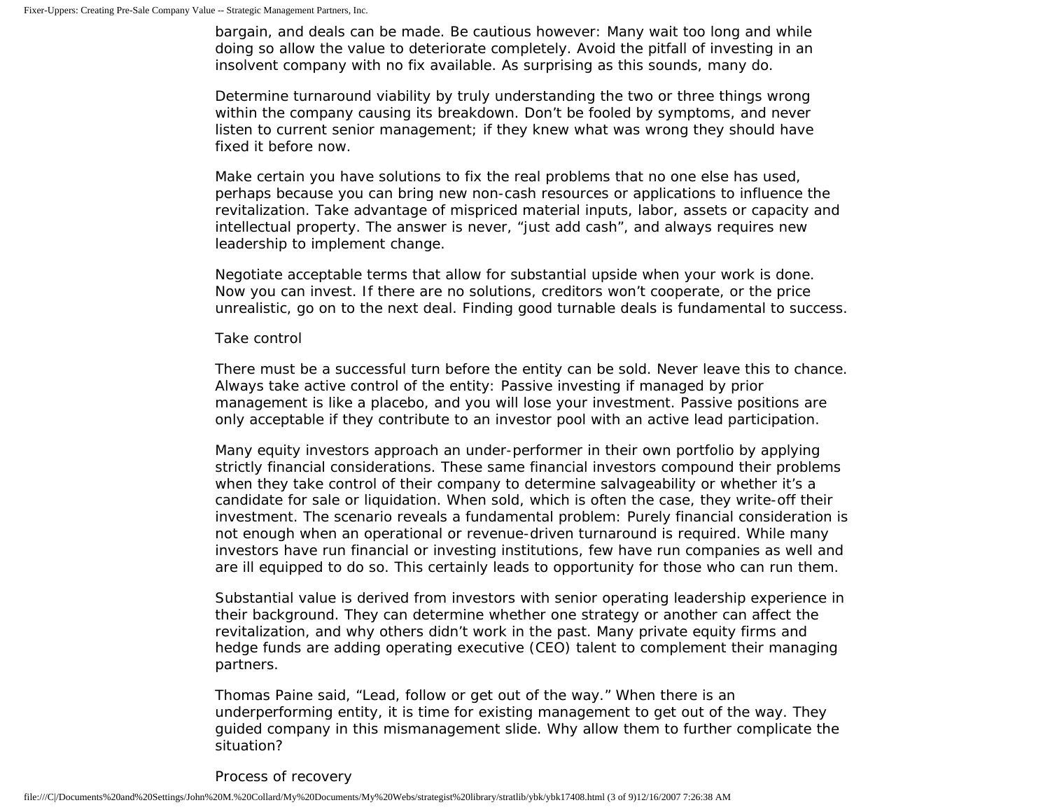bargain, and deals can be made. Be cautious however: Many wait too long and while doing so allow the value to deteriorate completely. Avoid the pitfall of investing in an insolvent company with no fix available. As surprising as this sounds, many do.

Determine turnaround viability by truly understanding the two or three things wrong within the company causing its breakdown. Don't be fooled by symptoms, and never listen to current senior management; if they knew what was wrong they should have fixed it before now.

Make certain you have solutions to fix the real problems that no one else has used, perhaps because you can bring new non-cash resources or applications to influence the revitalization. Take advantage of mispriced material inputs, labor, assets or capacity and intellectual property. The answer is never, "just add cash", and always requires new leadership to implement change.

Negotiate acceptable terms that allow for substantial upside when your work is done. Now you can invest. If there are no solutions, creditors won't cooperate, or the price unrealistic, go on to the next deal. Finding good turnable deals is fundamental to success.

## Take control

There must be a successful turn before the entity can be sold. Never leave this to chance. Always take active control of the entity: Passive investing if managed by prior management is like a placebo, and you will lose your investment. Passive positions are only acceptable if they contribute to an investor pool with an active lead participation.

Many equity investors approach an under-performer in their own portfolio by applying strictly financial considerations. These same financial investors compound their problems when they take control of their company to determine salvageability or whether it's a candidate for sale or liquidation. When sold, which is often the case, they write-off their investment. The scenario reveals a fundamental problem: Purely financial consideration is not enough when an operational or revenue-driven turnaround is required. While many investors have run financial or investing institutions, few have run companies as well and are ill equipped to do so. This certainly leads to opportunity for those who can run them.

Substantial value is derived from investors with senior operating leadership experience in their background. They can determine whether one strategy or another can affect the revitalization, and why others didn't work in the past. Many private equity firms and hedge funds are adding operating executive (CEO) talent to complement their managing partners.

Thomas Paine said, "Lead, follow or get out of the way." When there is an underperforming entity, it is time for existing management to get out of the way. They guided company in this mismanagement slide. Why allow them to further complicate the situation?

## Process of recovery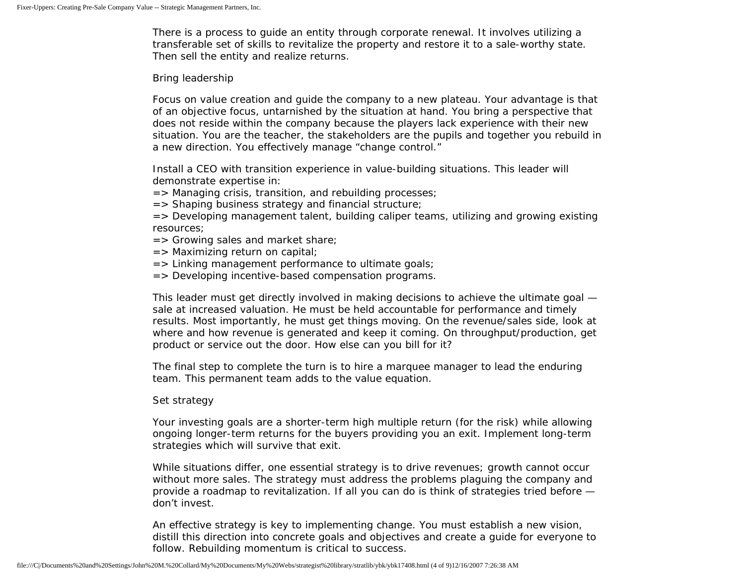There is a process to guide an entity through corporate renewal. It involves utilizing a transferable set of skills to revitalize the property and restore it to a sale-worthy state. Then sell the entity and realize returns.

## Bring leadership

Focus on value creation and guide the company to a new plateau. Your advantage is that of an objective focus, untarnished by the situation at hand. You bring a perspective that does not reside within the company because the players lack experience with their new situation. You are the teacher, the stakeholders are the pupils and together you rebuild in a new direction. You effectively manage "change control."

Install a CEO with transition experience in value-building situations. This leader will demonstrate expertise in:
=> Managing crisis, transition, and rebuilding processes;
=> Shaping business strategy and financial structure;
=> Developing management talent, building caliper teams, utilizing and growing existing resources;
=> Growing sales and market share;
=> Maximizing return on capital;
=> Linking management performance to ultimate goals;
=> Developing incentive-based compensation programs.

This leader must get directly involved in making decisions to achieve the ultimate goal — sale at increased valuation. He must be held accountable for performance and timely results. Most importantly, he must get things moving. On the revenue/sales side, look at where and how revenue is generated and keep it coming. On throughput/production, get product or service out the door. How else can you bill for it?

The final step to complete the turn is to hire a marquee manager to lead the enduring team. This permanent team adds to the value equation.

## Set strategy

Your investing goals are a shorter-term high multiple return (for the risk) while allowing ongoing longer-term returns for the buyers providing you an exit. Implement long-term strategies which will survive that exit.

While situations differ, one essential strategy is to drive revenues; growth cannot occur without more sales. The strategy must address the problems plaguing the company and provide a roadmap to revitalization. If all you can do is think of strategies tried before — don't invest.

An effective strategy is key to implementing change. You must establish a new vision, distill this direction into concrete goals and objectives and create a guide for everyone to follow. Rebuilding momentum is critical to success.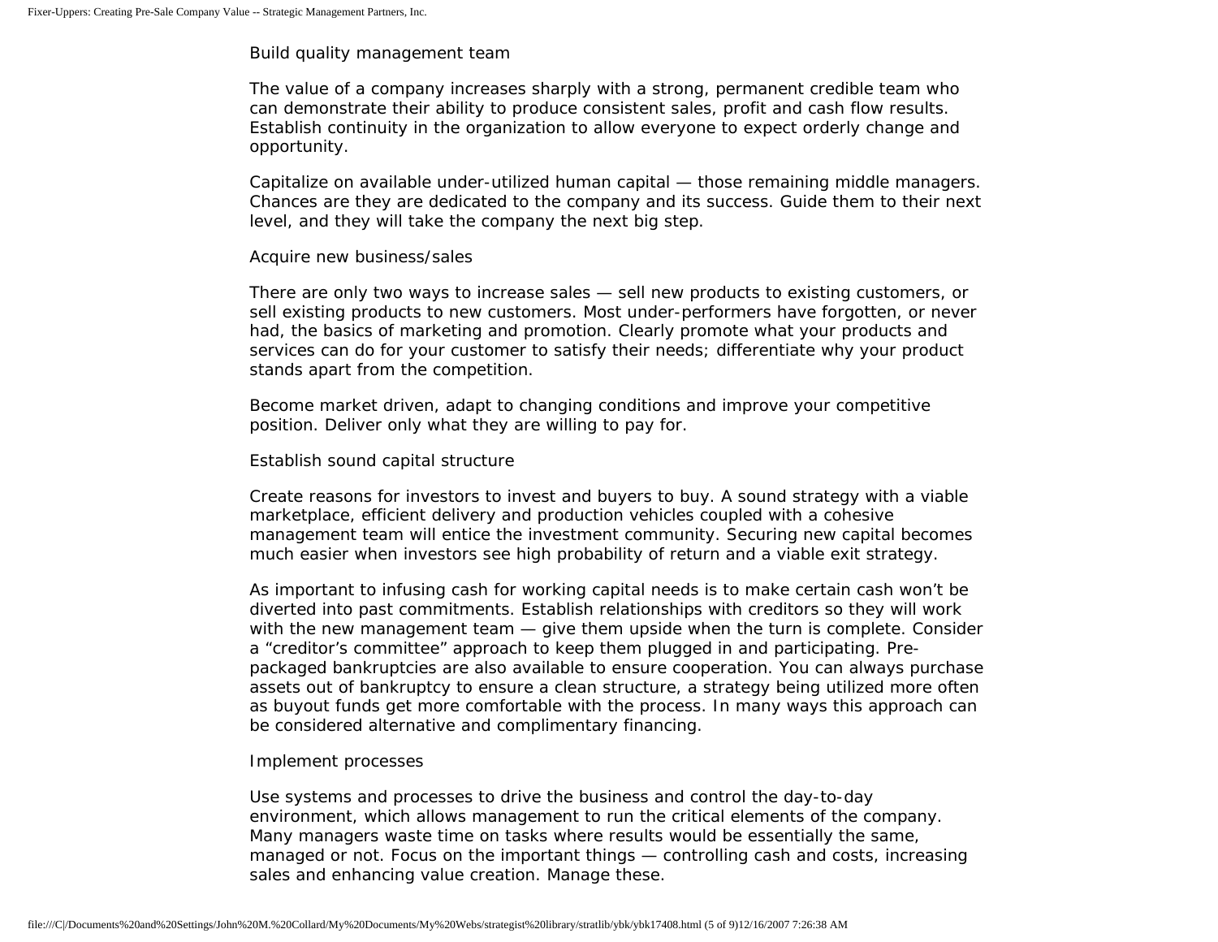### Build quality management team

The value of a company increases sharply with a strong, permanent credible team who can demonstrate their ability to produce consistent sales, profit and cash flow results. Establish continuity in the organization to allow everyone to expect orderly change and opportunity.

Capitalize on available under-utilized human capital — those remaining middle managers. Chances are they are dedicated to the company and its success. Guide them to their next level, and they will take the company the next big step.

### Acquire new business/sales

There are only two ways to increase sales — sell new products to existing customers, or sell existing products to new customers. Most under-performers have forgotten, or never had, the basics of marketing and promotion. Clearly promote what your products and services can do for your customer to satisfy their needs; differentiate why your product stands apart from the competition.

Become market driven, adapt to changing conditions and improve your competitive position. Deliver only what they are willing to pay for.

### Establish sound capital structure

Create reasons for investors to invest and buyers to buy. A sound strategy with a viable marketplace, efficient delivery and production vehicles coupled with a cohesive management team will entice the investment community. Securing new capital becomes much easier when investors see high probability of return and a viable exit strategy.

As important to infusing cash for working capital needs is to make certain cash won't be diverted into past commitments. Establish relationships with creditors so they will work with the new management team — give them upside when the turn is complete. Consider a "creditor's committee" approach to keep them plugged in and participating. Pre-packaged bankruptcies are also available to ensure cooperation. You can always purchase assets out of bankruptcy to ensure a clean structure, a strategy being utilized more often as buyout funds get more comfortable with the process. In many ways this approach can be considered alternative and complimentary financing.

### Implement processes

Use systems and processes to drive the business and control the day-to-day environment, which allows management to run the critical elements of the company. Many managers waste time on tasks where results would be essentially the same, managed or not. Focus on the important things — controlling cash and costs, increasing sales and enhancing value creation. Manage these.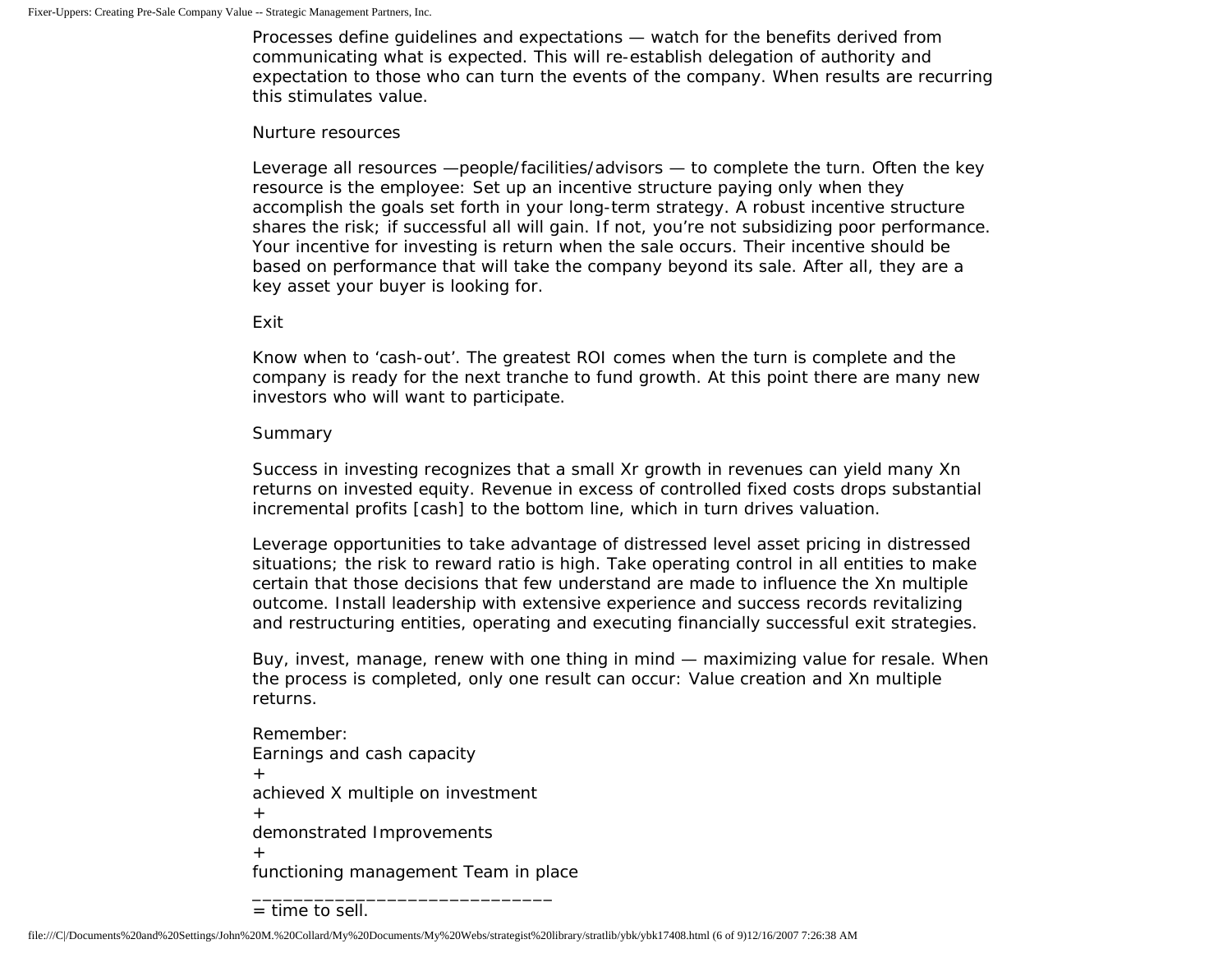Processes define guidelines and expectations — watch for the benefits derived from communicating what is expected. This will re-establish delegation of authority and expectation to those who can turn the events of the company. When results are recurring this stimulates value.

### Nurture resources

Leverage all resources —people/facilities/advisors — to complete the turn. Often the key resource is the employee: Set up an incentive structure paying only when they accomplish the goals set forth in your long-term strategy. A robust incentive structure shares the risk; if successful all will gain. If not, you're not subsidizing poor performance. Your incentive for investing is return when the sale occurs. Their incentive should be based on performance that will take the company beyond its sale. After all, they are a key asset your buyer is looking for.

### Exit

Know when to 'cash-out'. The greatest ROI comes when the turn is complete and the company is ready for the next tranche to fund growth. At this point there are many new investors who will want to participate.

### Summary

Success in investing recognizes that a small Xr growth in revenues can yield many Xn returns on invested equity. Revenue in excess of controlled fixed costs drops substantial incremental profits [cash] to the bottom line, which in turn drives valuation.

Leverage opportunities to take advantage of distressed level asset pricing in distressed situations; the risk to reward ratio is high. Take operating control in all entities to make certain that those decisions that few understand are made to influence the Xn multiple outcome. Install leadership with extensive experience and success records revitalizing and restructuring entities, operating and executing financially successful exit strategies.

Buy, invest, manage, renew with one thing in mind — maximizing value for resale. When the process is completed, only one result can occur: Value creation and Xn multiple returns.

Remember:
Earnings and cash capacity
+
achieved X multiple on investment
+
demonstrated Improvements
+
functioning management Team in place
_____________________________
= time to sell.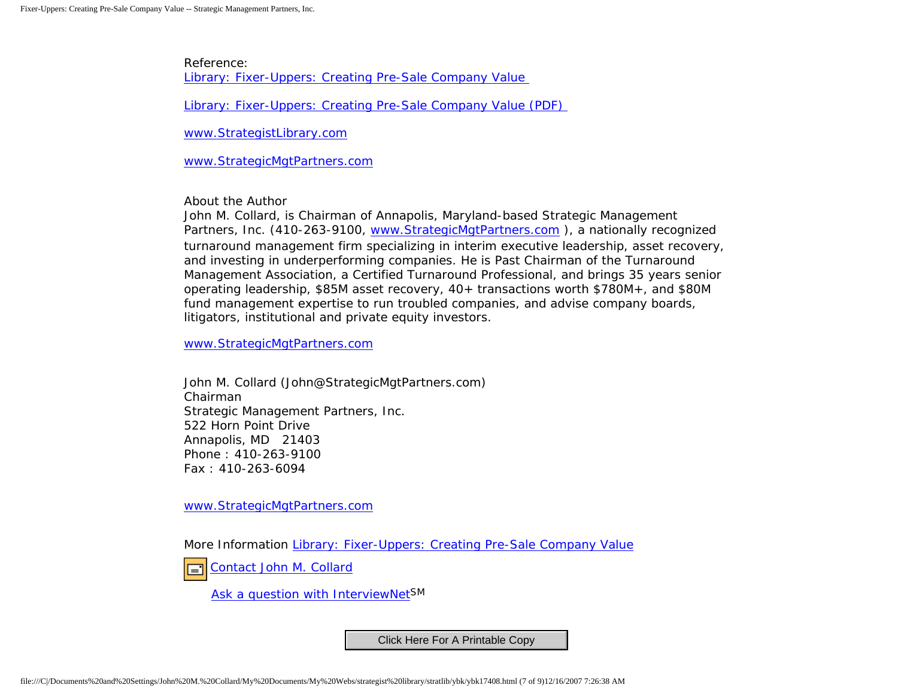Reference:
[Library: Fixer-Uppers: Creating Pre-Sale Company Value](#)

[Library: Fixer-Uppers: Creating Pre-Sale Company Value (PDF)](#)

[www.StrategistLibrary.com](#)

[www.StrategicMgtPartners.com](#)

About the Author
John M. Collard, is Chairman of Annapolis, Maryland-based Strategic Management Partners, Inc. (410-263-9100, [www.StrategicMgtPartners.com](#) ), a nationally recognized turnaround management firm specializing in interim executive leadership, asset recovery, and investing in underperforming companies. He is Past Chairman of the Turnaround Management Association, a Certified Turnaround Professional, and brings 35 years senior operating leadership, $85M asset recovery, 40+ transactions worth $780M+, and $80M fund management expertise to run troubled companies, and advise company boards, litigators, institutional and private equity investors.

[www.StrategicMgtPartners.com](#)

John M. Collard (John@StrategicMgtPartners.com)
Chairman
Strategic Management Partners, Inc.
522 Horn Point Drive
Annapolis, MD 21403
Phone : 410-263-9100
Fax : 410-263-6094

[www.StrategicMgtPartners.com](#)

More Information [Library: Fixer-Uppers: Creating Pre-Sale Company Value](#)

[Contact John M. Collard](#)

[Ask a question with InterviewNet](#)SM

Click Here For A Printable Copy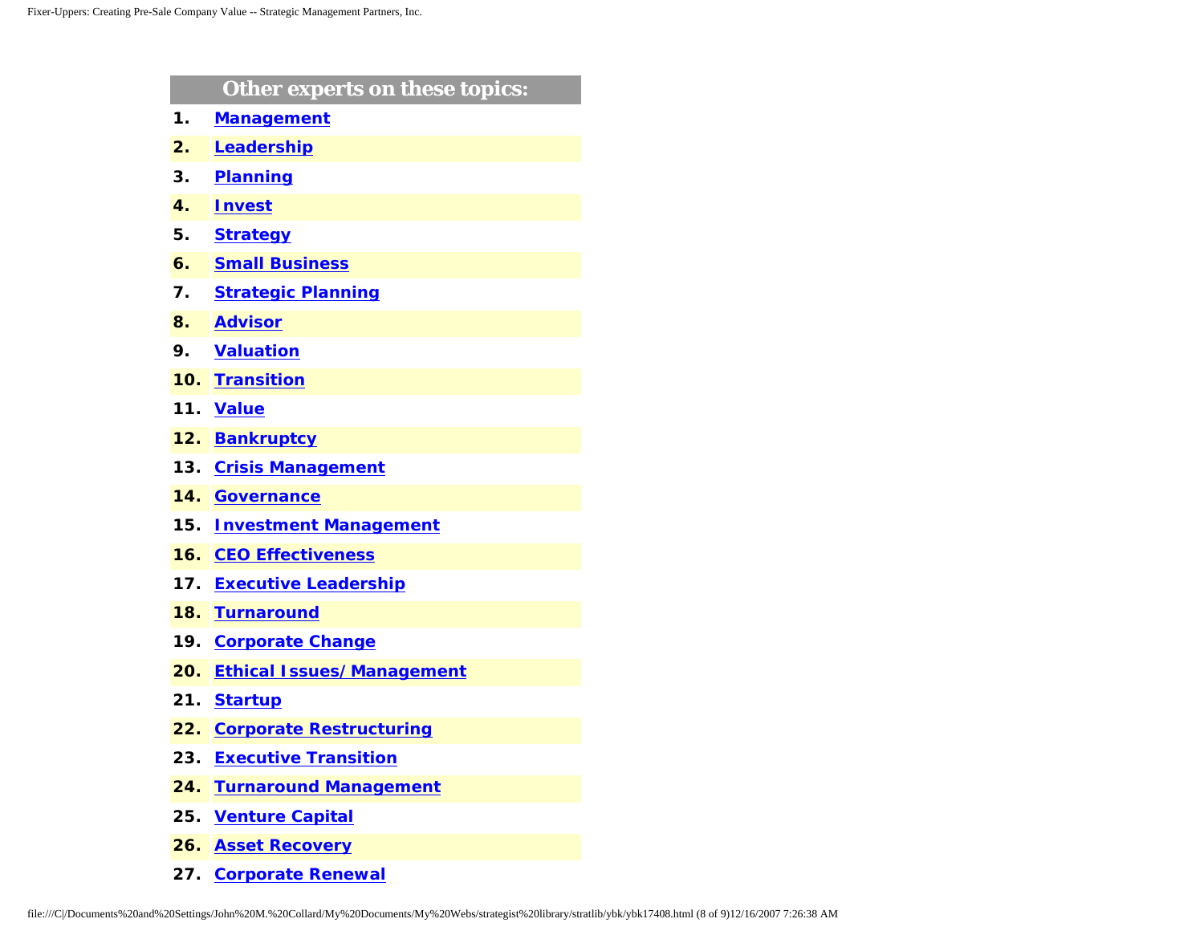## Other experts on these topics:

1. Management
2. Leadership
3. Planning
4. Invest
5. Strategy
6. Small Business
7. Strategic Planning
8. Advisor
9. Valuation
10. Transition
11. Value
12. Bankruptcy
13. Crisis Management
14. Governance
15. Investment Management
16. CEO Effectiveness
17. Executive Leadership
18. Turnaround
19. Corporate Change
20. Ethical Issues/Management
21. Startup
22. Corporate Restructuring
23. Executive Transition
24. Turnaround Management
25. Venture Capital
26. Asset Recovery
27. Corporate Renewal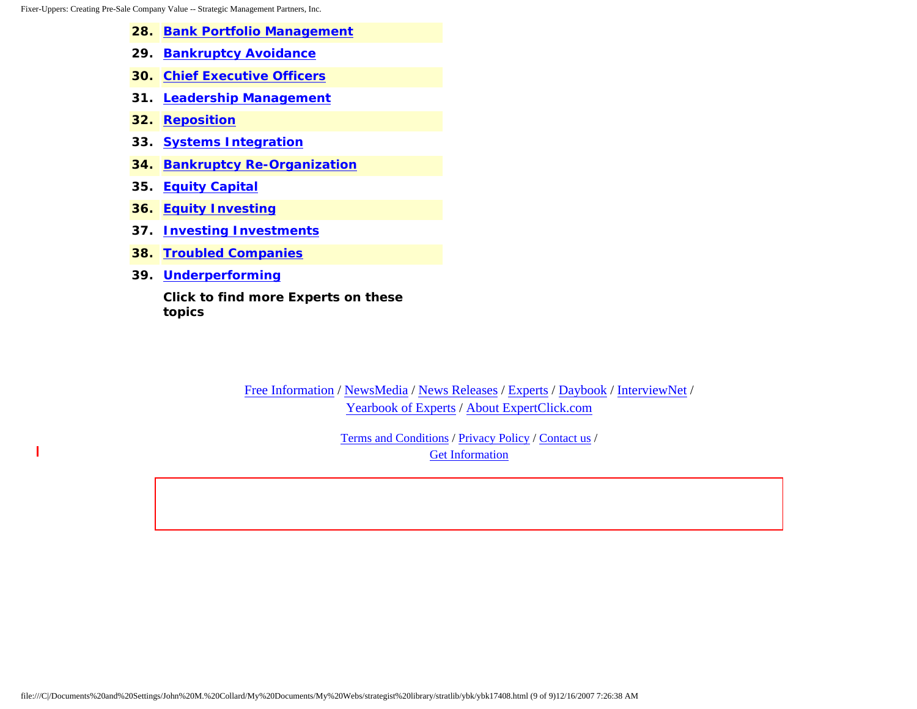28. **Bank Portfolio Management**
29. **Bankruptcy Avoidance**
30. **Chief Executive Officers**
31. **Leadership Management**
32. **Reposition**
33. **Systems Integration**
34. **Bankruptcy Re-Organization**
35. **Equity Capital**
36. **Equity Investing**
37. **Investing Investments**
38. **Troubled Companies**
39. **Underperforming**

**Click to find more Experts on these topics**

Free Information / NewsMedia / News Releases / Experts / Daybook / InterviewNet / Yearbook of Experts / About ExpertClick.com

Terms and Conditions / Privacy Policy / Contact us / Get Information